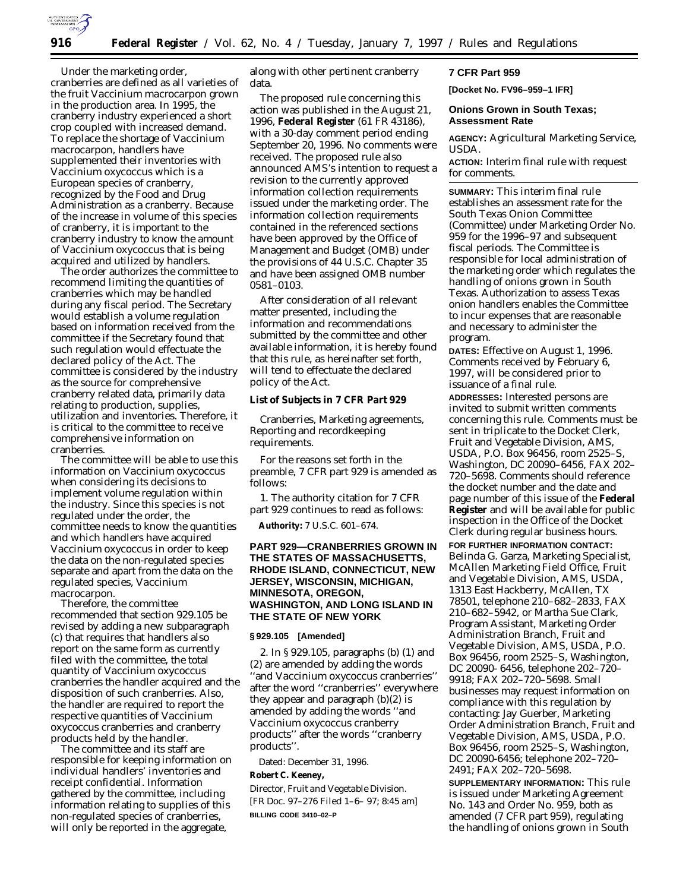Under the marketing order, cranberries are defined as all varieties of the fruit Vaccinium macrocarpon grown in the production area. In 1995, the cranberry industry experienced a short crop coupled with increased demand. To replace the shortage of Vaccinium macrocarpon, handlers have supplemented their inventories with Vaccinium oxycoccus which is a European species of cranberry, recognized by the Food and Drug Administration as a cranberry. Because of the increase in volume of this species of cranberry, it is important to the cranberry industry to know the amount of Vaccinium oxycoccus that is being acquired and utilized by handlers.

The order authorizes the committee to recommend limiting the quantities of cranberries which may be handled during any fiscal period. The Secretary would establish a volume regulation based on information received from the committee if the Secretary found that such regulation would effectuate the declared policy of the Act. The committee is considered by the industry as the source for comprehensive cranberry related data, primarily data relating to production, supplies, utilization and inventories. Therefore, it is critical to the committee to receive comprehensive information on cranberries.

The committee will be able to use this information on Vaccinium oxycoccus when considering its decisions to implement volume regulation within the industry. Since this species is not regulated under the order, the committee needs to know the quantities and which handlers have acquired Vaccinium oxycoccus in order to keep the data on the non-regulated species separate and apart from the data on the regulated species, Vaccinium macrocarpon.

Therefore, the committee recommended that section 929.105 be revised by adding a new subparagraph (c) that requires that handlers also report on the same form as currently filed with the committee, the total quantity of Vaccinium oxycoccus cranberries the handler acquired and the disposition of such cranberries. Also, the handler are required to report the respective quantities of Vaccinium oxycoccus cranberries and cranberry products held by the handler.

The committee and its staff are responsible for keeping information on individual handlers' inventories and receipt confidential. Information gathered by the committee, including information relating to supplies of this non-regulated species of cranberries, will only be reported in the aggregate, along with other pertinent cranberry data.

The proposed rule concerning this action was published in the August 21, 1996, **Federal Register** (61 FR 43186), with a 30-day comment period ending September 20, 1996. No comments were received. The proposed rule also announced AMS's intention to request a revision to the currently approved information collection requirements issued under the marketing order. The information collection requirements contained in the referenced sections have been approved by the Office of Management and Budget (OMB) under the provisions of 44 U.S.C. Chapter 35 and have been assigned OMB number 0581–0103.

After consideration of all relevant matter presented, including the information and recommendations submitted by the committee and other available information, it is hereby found that this rule, as hereinafter set forth, will tend to effectuate the declared policy of the Act.

**List of Subjects in 7 CFR Part 929**

Cranberries, Marketing agreements, Reporting and recordkeeping requirements.

For the reasons set forth in the preamble, 7 CFR part 929 is amended as follows:

1. The authority citation for 7 CFR part 929 continues to read as follows:

**Authority:** 7 U.S.C. 601–674.

## PART 929—CRANBERRIES GROWN IN THE STATES OF MASSACHUSETTS, RHODE ISLAND, CONNECTICUT, NEW JERSEY, WISCONSIN, MICHIGAN, MINNESOTA, OREGON, WASHINGTON, AND LONG ISLAND IN THE STATE OF NEW YORK

**§ 929.105 [Amended]**

2. In § 929.105, paragraphs (b) (1) and (2) are amended by adding the words "and Vaccinium oxycoccus cranberries" after the word "cranberries" everywhere they appear and paragraph (b)(2) is amended by adding the words "and Vaccinium oxycoccus cranberry products" after the words "cranberry products".

Dated: December 31, 1996.

**Robert C. Keeney,**

*Director, Fruit and Vegetable Division.*

[FR Doc. 97–276 Filed 1–6–97; 8:45 am]

**BILLING CODE 3410–02–P**

**7 CFR Part 959**

**[Docket No. FV96–959–1 IFR]**

## Onions Grown in South Texas; Assessment Rate

**AGENCY:** Agricultural Marketing Service, USDA.

**ACTION:** Interim final rule with request for comments.

**SUMMARY:** This interim final rule establishes an assessment rate for the South Texas Onion Committee (Committee) under Marketing Order No. 959 for the 1996–97 and subsequent fiscal periods. The Committee is responsible for local administration of the marketing order which regulates the handling of onions grown in South Texas. Authorization to assess Texas onion handlers enables the Committee to incur expenses that are reasonable and necessary to administer the program.

**DATES:** Effective on August 1, 1996. Comments received by February 6, 1997, will be considered prior to issuance of a final rule.

**ADDRESSES:** Interested persons are invited to submit written comments concerning this rule. Comments must be sent in triplicate to the Docket Clerk, Fruit and Vegetable Division, AMS, USDA, P.O. Box 96456, room 2525–S, Washington, DC 20090–6456, FAX 202–720–5698. Comments should reference the docket number and the date and page number of this issue of the **Federal Register** and will be available for public inspection in the Office of the Docket Clerk during regular business hours.

**FOR FURTHER INFORMATION CONTACT:** Belinda G. Garza, Marketing Specialist, McAllen Marketing Field Office, Fruit and Vegetable Division, AMS, USDA, 1313 East Hackberry, McAllen, TX 78501, telephone 210–682–2833, FAX 210–682–5942, or Martha Sue Clark, Program Assistant, Marketing Order Administration Branch, Fruit and Vegetable Division, AMS, USDA, P.O. Box 96456, room 2525–S, Washington, DC 20090-6456, telephone 202–720–9918; FAX 202–720–5698. Small businesses may request information on compliance with this regulation by contacting: Jay Guerber, Marketing Order Administration Branch, Fruit and Vegetable Division, AMS, USDA, P.O. Box 96456, room 2525–S, Washington, DC 20090-6456; telephone 202–720–2491; FAX 202–720–5698.

**SUPPLEMENTARY INFORMATION:** This rule is issued under Marketing Agreement No. 143 and Order No. 959, both as amended (7 CFR part 959), regulating the handling of onions grown in South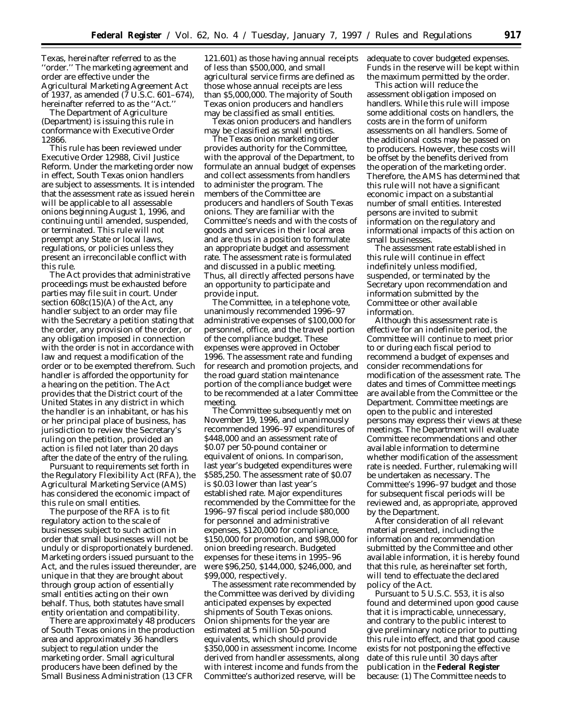Texas, hereinafter referred to as the ''order.'' The marketing agreement and order are effective under the Agricultural Marketing Agreement Act of 1937, as amended (7 U.S.C. 601–674), hereinafter referred to as the ''Act.''

The Department of Agriculture (Department) is issuing this rule in conformance with Executive Order 12866.

This rule has been reviewed under Executive Order 12988, Civil Justice Reform. Under the marketing order now in effect, South Texas onion handlers are subject to assessments. It is intended that the assessment rate as issued herein will be applicable to all assessable onions beginning August 1, 1996, and continuing until amended, suspended, or terminated. This rule will not preempt any State or local laws, regulations, or policies unless they present an irreconcilable conflict with this rule.

The Act provides that administrative proceedings must be exhausted before parties may file suit in court. Under section 608c(15)(A) of the Act, any handler subject to an order may file with the Secretary a petition stating that the order, any provision of the order, or any obligation imposed in connection with the order is not in accordance with law and request a modification of the order or to be exempted therefrom. Such handler is afforded the opportunity for a hearing on the petition. The Act provides that the District court of the United States in any district in which the handler is an inhabitant, or has his or her principal place of business, has jurisdiction to review the Secretary's ruling on the petition, provided an action is filed not later than 20 days after the date of the entry of the ruling.

Pursuant to requirements set forth in the Regulatory Flexibility Act (RFA), the Agricultural Marketing Service (AMS) has considered the economic impact of this rule on small entities.

The purpose of the RFA is to fit regulatory action to the scale of businesses subject to such action in order that small businesses will not be unduly or disproportionately burdened. Marketing orders issued pursuant to the Act, and the rules issued thereunder, are unique in that they are brought about through group action of essentially small entities acting on their own behalf. Thus, both statutes have small entity orientation and compatibility.

There are approximately 48 producers of South Texas onions in the production area and approximately 36 handlers subject to regulation under the marketing order. Small agricultural producers have been defined by the Small Business Administration (13 CFR 121.601) as those having annual receipts of less than $500,000, and small agricultural service firms are defined as those whose annual receipts are less than $5,000,000. The majority of South Texas onion producers and handlers may be classified as small entities.

Texas onion producers and handlers may be classified as small entities.

The Texas onion marketing order provides authority for the Committee, with the approval of the Department, to formulate an annual budget of expenses and collect assessments from handlers to administer the program. The members of the Committee are producers and handlers of South Texas onions. They are familiar with the Committee's needs and with the costs of goods and services in their local area and are thus in a position to formulate an appropriate budget and assessment rate. The assessment rate is formulated and discussed in a public meeting. Thus, all directly affected persons have an opportunity to participate and provide input.

The Committee, in a telephone vote, unanimously recommended 1996–97 administrative expenses of $100,000 for personnel, office, and the travel portion of the compliance budget. These expenses were approved in October 1996. The assessment rate and funding for research and promotion projects, and the road guard station maintenance portion of the compliance budget were to be recommended at a later Committee meeting.

The Committee subsequently met on November 19, 1996, and unanimously recommended 1996–97 expenditures of $448,000 and an assessment rate of $0.07 per 50-pound container or equivalent of onions. In comparison, last year's budgeted expenditures were $585,250. The assessment rate of $0.07 is $0.03 lower than last year's established rate. Major expenditures recommended by the Committee for the 1996–97 fiscal period include $80,000 for personnel and administrative expenses, $120,000 for compliance, $150,000 for promotion, and $98,000 for onion breeding research. Budgeted expenses for these items in 1995–96 were $96,250, $144,000, $246,000, and $99,000, respectively.

The assessment rate recommended by the Committee was derived by dividing anticipated expenses by expected shipments of South Texas onions. Onion shipments for the year are estimated at 5 million 50-pound equivalents, which should provide $350,000 in assessment income. Income derived from handler assessments, along with interest income and funds from the Committee's authorized reserve, will be adequate to cover budgeted expenses. Funds in the reserve will be kept within the maximum permitted by the order.

This action will reduce the assessment obligation imposed on handlers. While this rule will impose some additional costs on handlers, the costs are in the form of uniform assessments on all handlers. Some of the additional costs may be passed on to producers. However, these costs will be offset by the benefits derived from the operation of the marketing order. Therefore, the AMS has determined that this rule will not have a significant economic impact on a substantial number of small entities. Interested persons are invited to submit information on the regulatory and informational impacts of this action on small businesses.

The assessment rate established in this rule will continue in effect indefinitely unless modified, suspended, or terminated by the Secretary upon recommendation and information submitted by the Committee or other available information.

Although this assessment rate is effective for an indefinite period, the Committee will continue to meet prior to or during each fiscal period to recommend a budget of expenses and consider recommendations for modification of the assessment rate. The dates and times of Committee meetings are available from the Committee or the Department. Committee meetings are open to the public and interested persons may express their views at these meetings. The Department will evaluate Committee recommendations and other available information to determine whether modification of the assessment rate is needed. Further, rulemaking will be undertaken as necessary. The Committee's 1996–97 budget and those for subsequent fiscal periods will be reviewed and, as appropriate, approved by the Department.

After consideration of all relevant material presented, including the information and recommendation submitted by the Committee and other available information, it is hereby found that this rule, as hereinafter set forth, will tend to effectuate the declared policy of the Act.

Pursuant to 5 U.S.C. 553, it is also found and determined upon good cause that it is impracticable, unnecessary, and contrary to the public interest to give preliminary notice prior to putting this rule into effect, and that good cause exists for not postponing the effective date of this rule until 30 days after publication in the **Federal Register** because: (1) The Committee needs to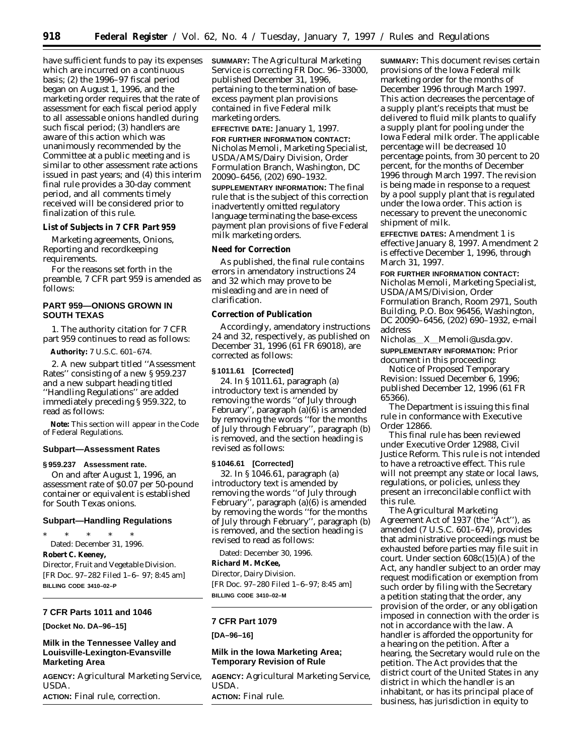have sufficient funds to pay its expenses which are incurred on a continuous basis; (2) the 1996–97 fiscal period began on August 1, 1996, and the marketing order requires that the rate of assessment for each fiscal period apply to all assessable onions handled during such fiscal period; (3) handlers are aware of this action which was unanimously recommended by the Committee at a public meeting and is similar to other assessment rate actions issued in past years; and (4) this interim final rule provides a 30-day comment period, and all comments timely received will be considered prior to finalization of this rule.

**List of Subjects in 7 CFR Part 959**

Marketing agreements, Onions, Reporting and recordkeeping requirements.

For the reasons set forth in the preamble, 7 CFR part 959 is amended as follows:

## PART 959—ONIONS GROWN IN SOUTH TEXAS

1. The authority citation for 7 CFR part 959 continues to read as follows:

**Authority:** 7 U.S.C. 601–674.

2. A new subpart titled ''Assessment Rates'' consisting of a new § 959.237 and a new subpart heading titled ''Handling Regulations'' are added immediately preceding § 959.322, to read as follows:

**Note:** This section will appear in the Code of Federal Regulations.

### Subpart—Assessment Rates

**§ 959.237 Assessment rate.**

On and after August 1, 1996, an assessment rate of $0.07 per 50-pound container or equivalent is established for South Texas onions.

### Subpart—Handling Regulations

\* \* \* \* \*

Dated: December 31, 1996.

**Robert C. Keeney,**

*Director, Fruit and Vegetable Division.*

[FR Doc. 97–282 Filed 1–6–97; 8:45 am]

**BILLING CODE 3410–02–P**

---

## 7 CFR Parts 1011 and 1046

**[Docket No. DA–96–15]**

## Milk in the Tennessee Valley and Louisville-Lexington-Evansville Marketing Area

**AGENCY:** Agricultural Marketing Service, USDA.

**ACTION:** Final rule, correction.

**SUMMARY:** The Agricultural Marketing Service is correcting FR Doc. 96–33000, published December 31, 1996, pertaining to the termination of base-excess payment plan provisions contained in five Federal milk marketing orders.

**EFFECTIVE DATE:** January 1, 1997.

**FOR FURTHER INFORMATION CONTACT:** Nicholas Memoli, Marketing Specialist, USDA/AMS/Dairy Division, Order Formulation Branch, Washington, DC 20090–6456, (202) 690–1932.

**SUPPLEMENTARY INFORMATION:** The final rule that is the subject of this correction inadvertently omitted regulatory language terminating the base-excess payment plan provisions of five Federal milk marketing orders.

**Need for Correction**

As published, the final rule contains errors in amendatory instructions 24 and 32 which may prove to be misleading and are in need of clarification.

**Correction of Publication**

Accordingly, amendatory instructions 24 and 32, respectively, as published on December 31, 1996 (61 FR 69018), are corrected as follows:

**§ 1011.61 [Corrected]**

24. In § 1011.61, paragraph (a) introductory text is amended by removing the words ''of July through February'', paragraph (a)(6) is amended by removing the words ''for the months of July through February'', paragraph (b) is removed, and the section heading is revised as follows:

**§ 1046.61 [Corrected]**

32. In § 1046.61, paragraph (a) introductory text is amended by removing the words ''of July through February'', paragraph (a)(6) is amended by removing the words ''for the months of July through February'', paragraph (b) is removed, and the section heading is revised to read as follows:

Dated: December 30, 1996.

**Richard M. McKee,**

*Director, Dairy Division.*

[FR Doc. 97–280 Filed 1–6–97; 8:45 am]

**BILLING CODE 3410–02–M**

---

## 7 CFR Part 1079

**[DA–96–16]**

## Milk in the Iowa Marketing Area; Temporary Revision of Rule

**AGENCY:** Agricultural Marketing Service, USDA.

**ACTION:** Final rule.

**SUMMARY:** This document revises certain provisions of the Iowa Federal milk marketing order for the months of December 1996 through March 1997. This action decreases the percentage of a supply plant's receipts that must be delivered to fluid milk plants to qualify a supply plant for pooling under the Iowa Federal milk order. The applicable percentage will be decreased 10 percentage points, from 30 percent to 20 percent, for the months of December 1996 through March 1997. The revision is being made in response to a request by a pool supply plant that is regulated under the Iowa order. This action is necessary to prevent the uneconomic shipment of milk.

**EFFECTIVE DATES:** Amendment 1 is effective January 8, 1997. Amendment 2 is effective December 1, 1996, through March 31, 1997.

**FOR FURTHER INFORMATION CONTACT:** Nicholas Memoli, Marketing Specialist, USDA/AMS/Division, Order Formulation Branch, Room 2971, South Building, P.O. Box 96456, Washington, DC 20090–6456, (202) 690–1932, e-mail address Nicholas_X_Memoli@usda.gov.

**SUPPLEMENTARY INFORMATION:** Prior document in this proceeding:

Notice of Proposed Temporary Revision: Issued December 6, 1996; published December 12, 1996 (61 FR 65366).

The Department is issuing this final rule in conformance with Executive Order 12866.

This final rule has been reviewed under Executive Order 12988, Civil Justice Reform. This rule is not intended to have a retroactive effect. This rule will not preempt any state or local laws, regulations, or policies, unless they present an irreconcilable conflict with this rule.

The Agricultural Marketing Agreement Act of 1937 (the ''Act''), as amended (7 U.S.C. 601–674), provides that administrative proceedings must be exhausted before parties may file suit in court. Under section 608c(15)(A) of the Act, any handler subject to an order may request modification or exemption from such order by filing with the Secretary a petition stating that the order, any provision of the order, or any obligation imposed in connection with the order is not in accordance with the law. A handler is afforded the opportunity for a hearing on the petition. After a hearing, the Secretary would rule on the petition. The Act provides that the district court of the United States in any district in which the handler is an inhabitant, or has its principal place of business, has jurisdiction in equity to